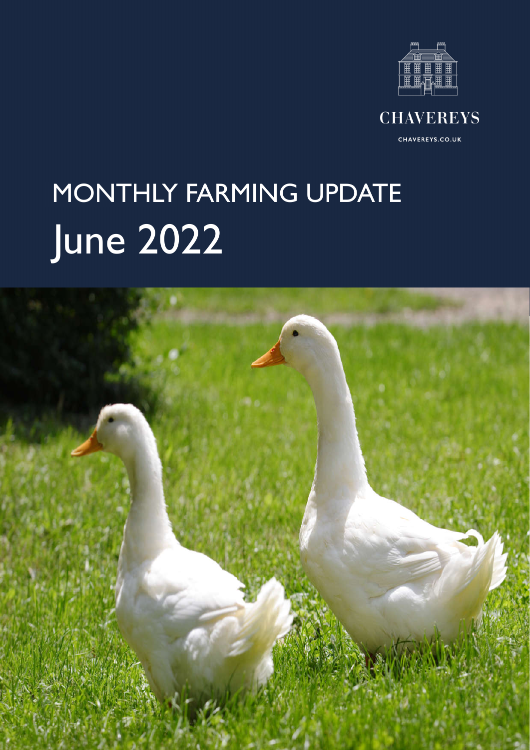CHAVEREYS

CHAVEREYS.CO.UK

# MONTHLY FARMING UPDATE

# June 2022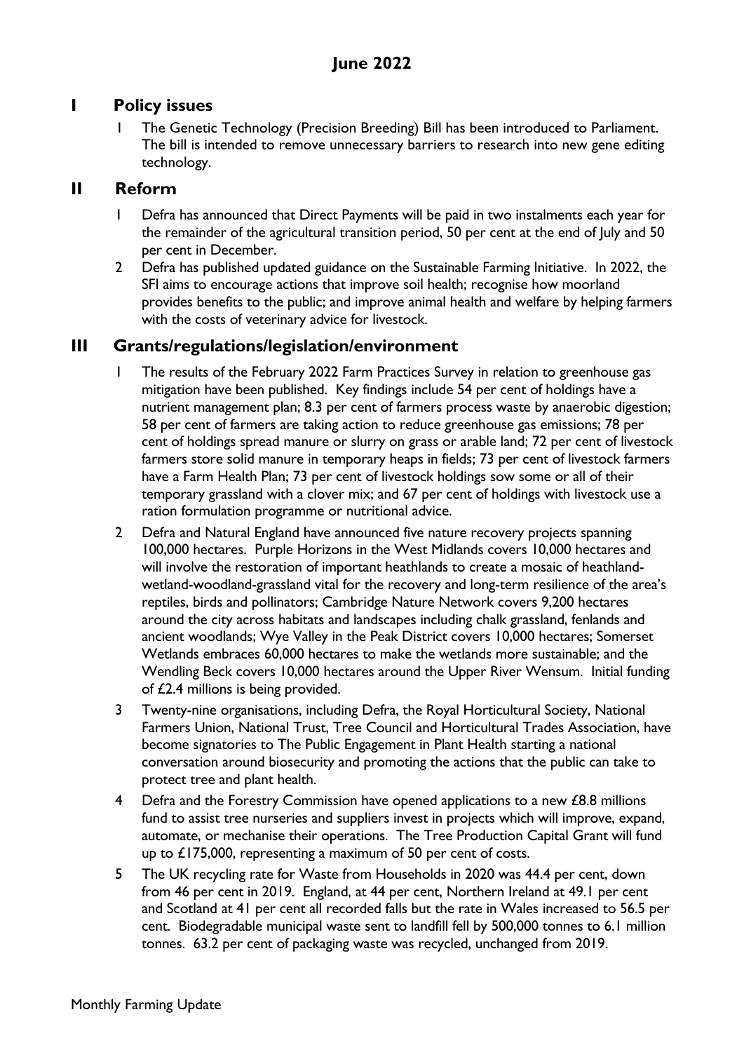# June 2022

## I Policy issues

1 The Genetic Technology (Precision Breeding) Bill has been introduced to Parliament. The bill is intended to remove unnecessary barriers to research into new gene editing technology.

## II Reform

1 Defra has announced that Direct Payments will be paid in two instalments each year for the remainder of the agricultural transition period, 50 per cent at the end of July and 50 per cent in December.

2 Defra has published updated guidance on the Sustainable Farming Initiative. In 2022, the SFI aims to encourage actions that improve soil health; recognise how moorland provides benefits to the public; and improve animal health and welfare by helping farmers with the costs of veterinary advice for livestock.

## III Grants/regulations/legislation/environment

1 The results of the February 2022 Farm Practices Survey in relation to greenhouse gas mitigation have been published. Key findings include 54 per cent of holdings have a nutrient management plan; 8.3 per cent of farmers process waste by anaerobic digestion; 58 per cent of farmers are taking action to reduce greenhouse gas emissions; 78 per cent of holdings spread manure or slurry on grass or arable land; 72 per cent of livestock farmers store solid manure in temporary heaps in fields; 73 per cent of livestock farmers have a Farm Health Plan; 73 per cent of livestock holdings sow some or all of their temporary grassland with a clover mix; and 67 per cent of holdings with livestock use a ration formulation programme or nutritional advice.

2 Defra and Natural England have announced five nature recovery projects spanning 100,000 hectares. Purple Horizons in the West Midlands covers 10,000 hectares and will involve the restoration of important heathlands to create a mosaic of heathland-wetland-woodland-grassland vital for the recovery and long-term resilience of the area's reptiles, birds and pollinators; Cambridge Nature Network covers 9,200 hectares around the city across habitats and landscapes including chalk grassland, fenlands and ancient woodlands; Wye Valley in the Peak District covers 10,000 hectares; Somerset Wetlands embraces 60,000 hectares to make the wetlands more sustainable; and the Wendling Beck covers 10,000 hectares around the Upper River Wensum. Initial funding of £2.4 millions is being provided.

3 Twenty-nine organisations, including Defra, the Royal Horticultural Society, National Farmers Union, National Trust, Tree Council and Horticultural Trades Association, have become signatories to The Public Engagement in Plant Health starting a national conversation around biosecurity and promoting the actions that the public can take to protect tree and plant health.

4 Defra and the Forestry Commission have opened applications to a new £8.8 millions fund to assist tree nurseries and suppliers invest in projects which will improve, expand, automate, or mechanise their operations. The Tree Production Capital Grant will fund up to £175,000, representing a maximum of 50 per cent of costs.

5 The UK recycling rate for Waste from Households in 2020 was 44.4 per cent, down from 46 per cent in 2019. England, at 44 per cent, Northern Ireland at 49.1 per cent and Scotland at 41 per cent all recorded falls but the rate in Wales increased to 56.5 per cent. Biodegradable municipal waste sent to landfill fell by 500,000 tonnes to 6.1 million tonnes. 63.2 per cent of packaging waste was recycled, unchanged from 2019.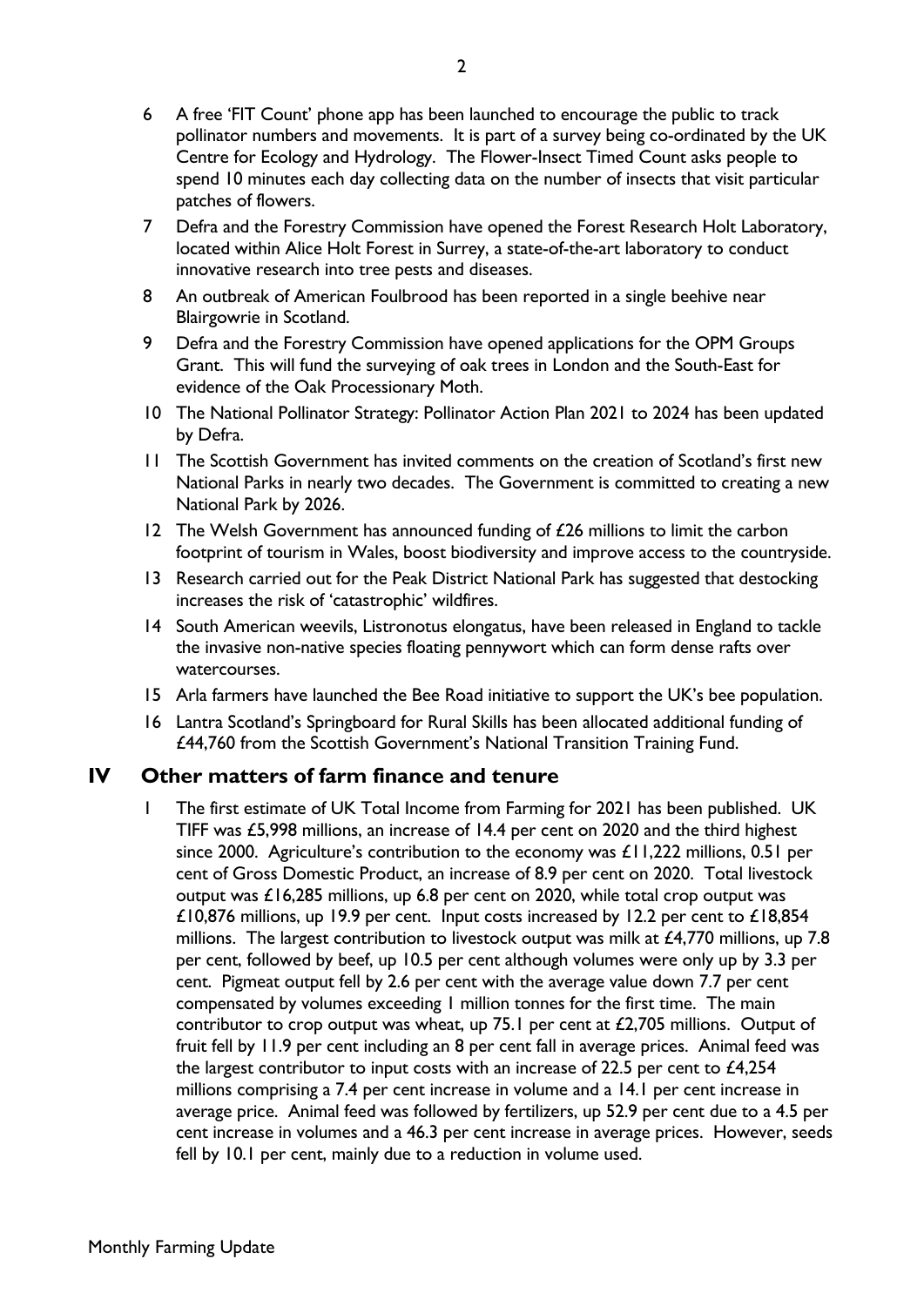6 A free 'FIT Count' phone app has been launched to encourage the public to track pollinator numbers and movements. It is part of a survey being co-ordinated by the UK Centre for Ecology and Hydrology. The Flower-Insect Timed Count asks people to spend 10 minutes each day collecting data on the number of insects that visit particular patches of flowers.

7 Defra and the Forestry Commission have opened the Forest Research Holt Laboratory, located within Alice Holt Forest in Surrey, a state-of-the-art laboratory to conduct innovative research into tree pests and diseases.

8 An outbreak of American Foulbrood has been reported in a single beehive near Blairgowrie in Scotland.

9 Defra and the Forestry Commission have opened applications for the OPM Groups Grant. This will fund the surveying of oak trees in London and the South-East for evidence of the Oak Processionary Moth.

10 The National Pollinator Strategy: Pollinator Action Plan 2021 to 2024 has been updated by Defra.

11 The Scottish Government has invited comments on the creation of Scotland's first new National Parks in nearly two decades. The Government is committed to creating a new National Park by 2026.

12 The Welsh Government has announced funding of £26 millions to limit the carbon footprint of tourism in Wales, boost biodiversity and improve access to the countryside.

13 Research carried out for the Peak District National Park has suggested that destocking increases the risk of 'catastrophic' wildfires.

14 South American weevils, Listronotus elongatus, have been released in England to tackle the invasive non-native species floating pennywort which can form dense rafts over watercourses.

15 Arla farmers have launched the Bee Road initiative to support the UK's bee population.

16 Lantra Scotland's Springboard for Rural Skills has been allocated additional funding of £44,760 from the Scottish Government's National Transition Training Fund.

## IV Other matters of farm finance and tenure

1 The first estimate of UK Total Income from Farming for 2021 has been published. UK TIFF was £5,998 millions, an increase of 14.4 per cent on 2020 and the third highest since 2000. Agriculture's contribution to the economy was £11,222 millions, 0.51 per cent of Gross Domestic Product, an increase of 8.9 per cent on 2020. Total livestock output was £16,285 millions, up 6.8 per cent on 2020, while total crop output was £10,876 millions, up 19.9 per cent. Input costs increased by 12.2 per cent to £18,854 millions. The largest contribution to livestock output was milk at £4,770 millions, up 7.8 per cent, followed by beef, up 10.5 per cent although volumes were only up by 3.3 per cent. Pigmeat output fell by 2.6 per cent with the average value down 7.7 per cent compensated by volumes exceeding 1 million tonnes for the first time. The main contributor to crop output was wheat, up 75.1 per cent at £2,705 millions. Output of fruit fell by 11.9 per cent including an 8 per cent fall in average prices. Animal feed was the largest contributor to input costs with an increase of 22.5 per cent to £4,254 millions comprising a 7.4 per cent increase in volume and a 14.1 per cent increase in average price. Animal feed was followed by fertilizers, up 52.9 per cent due to a 4.5 per cent increase in volumes and a 46.3 per cent increase in average prices. However, seeds fell by 10.1 per cent, mainly due to a reduction in volume used.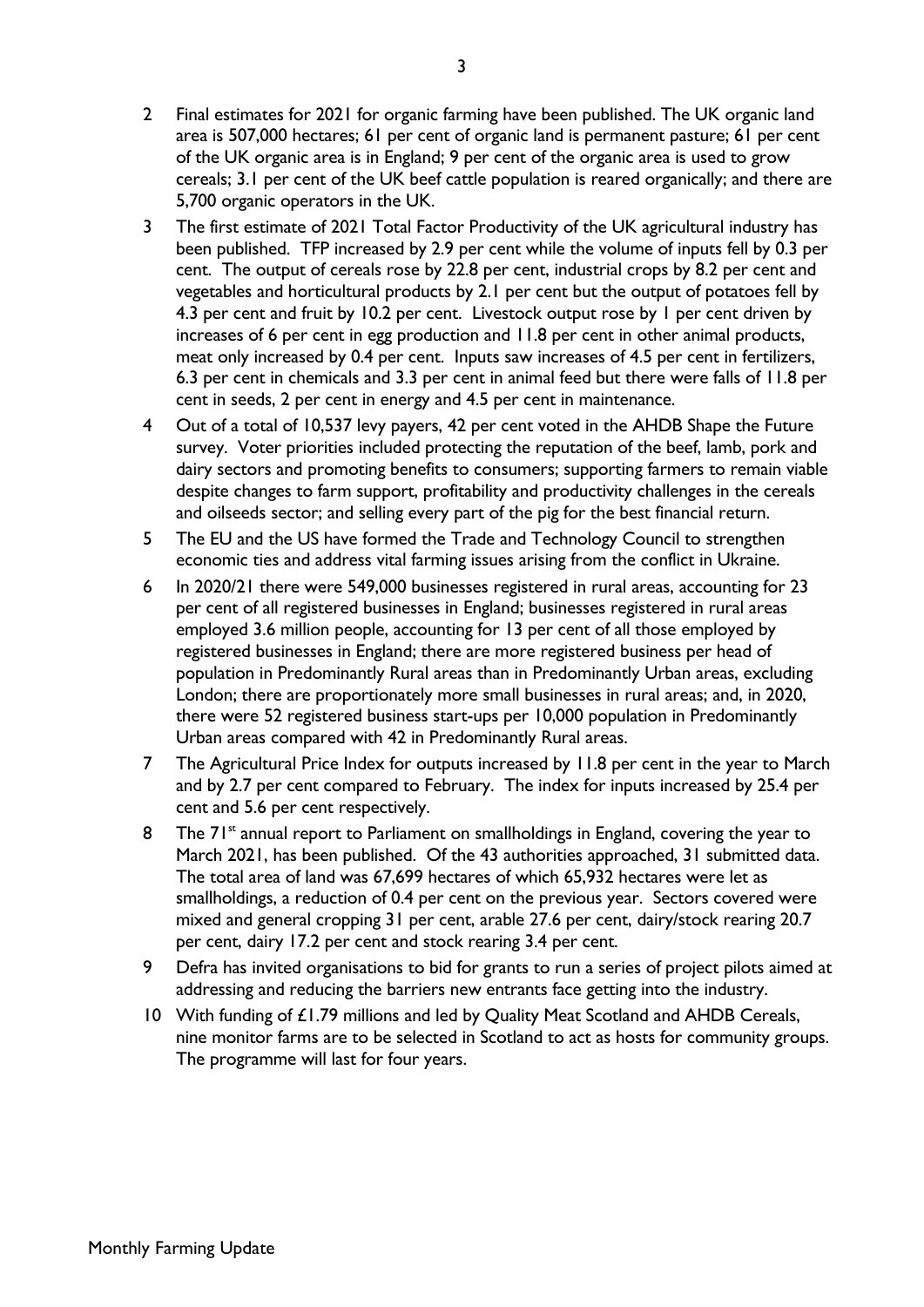2. Final estimates for 2021 for organic farming have been published. The UK organic land area is 507,000 hectares; 61 per cent of organic land is permanent pasture; 61 per cent of the UK organic area is in England; 9 per cent of the organic area is used to grow cereals; 3.1 per cent of the UK beef cattle population is reared organically; and there are 5,700 organic operators in the UK.
3. The first estimate of 2021 Total Factor Productivity of the UK agricultural industry has been published. TFP increased by 2.9 per cent while the volume of inputs fell by 0.3 per cent. The output of cereals rose by 22.8 per cent, industrial crops by 8.2 per cent and vegetables and horticultural products by 2.1 per cent but the output of potatoes fell by 4.3 per cent and fruit by 10.2 per cent. Livestock output rose by 1 per cent driven by increases of 6 per cent in egg production and 11.8 per cent in other animal products, meat only increased by 0.4 per cent. Inputs saw increases of 4.5 per cent in fertilizers, 6.3 per cent in chemicals and 3.3 per cent in animal feed but there were falls of 11.8 per cent in seeds, 2 per cent in energy and 4.5 per cent in maintenance.
4. Out of a total of 10,537 levy payers, 42 per cent voted in the AHDB Shape the Future survey. Voter priorities included protecting the reputation of the beef, lamb, pork and dairy sectors and promoting benefits to consumers; supporting farmers to remain viable despite changes to farm support, profitability and productivity challenges in the cereals and oilseeds sector; and selling every part of the pig for the best financial return.
5. The EU and the US have formed the Trade and Technology Council to strengthen economic ties and address vital farming issues arising from the conflict in Ukraine.
6. In 2020/21 there were 549,000 businesses registered in rural areas, accounting for 23 per cent of all registered businesses in England; businesses registered in rural areas employed 3.6 million people, accounting for 13 per cent of all those employed by registered businesses in England; there are more registered business per head of population in Predominantly Rural areas than in Predominantly Urban areas, excluding London; there are proportionately more small businesses in rural areas; and, in 2020, there were 52 registered business start-ups per 10,000 population in Predominantly Urban areas compared with 42 in Predominantly Rural areas.
7. The Agricultural Price Index for outputs increased by 11.8 per cent in the year to March and by 2.7 per cent compared to February. The index for inputs increased by 25.4 per cent and 5.6 per cent respectively.
8. The 71st annual report to Parliament on smallholdings in England, covering the year to March 2021, has been published. Of the 43 authorities approached, 31 submitted data. The total area of land was 67,699 hectares of which 65,932 hectares were let as smallholdings, a reduction of 0.4 per cent on the previous year. Sectors covered were mixed and general cropping 31 per cent, arable 27.6 per cent, dairy/stock rearing 20.7 per cent, dairy 17.2 per cent and stock rearing 3.4 per cent.
9. Defra has invited organisations to bid for grants to run a series of project pilots aimed at addressing and reducing the barriers new entrants face getting into the industry.
10. With funding of £1.79 millions and led by Quality Meat Scotland and AHDB Cereals, nine monitor farms are to be selected in Scotland to act as hosts for community groups. The programme will last for four years.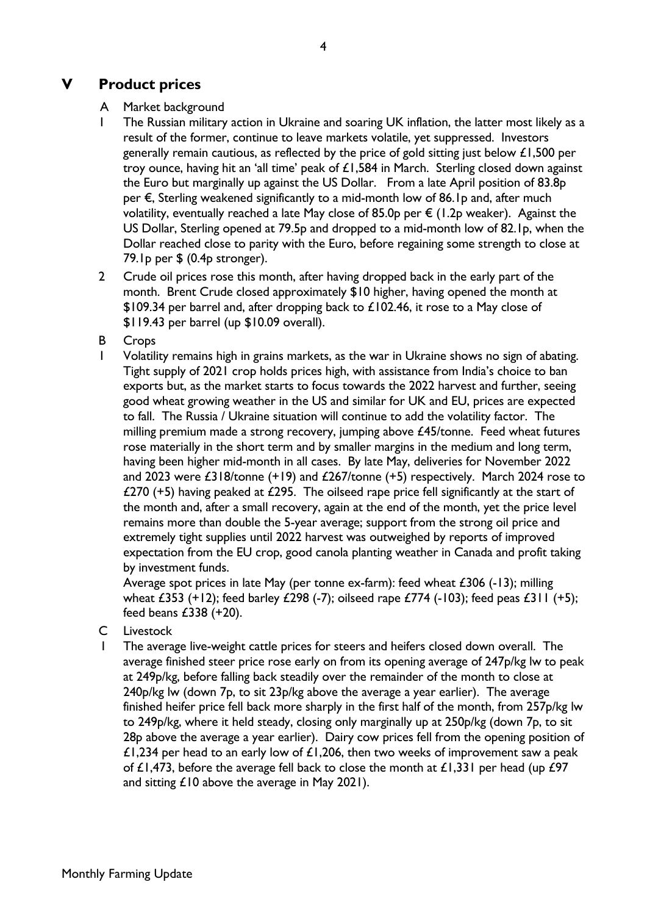## V Product prices

A Market background

1 The Russian military action in Ukraine and soaring UK inflation, the latter most likely as a result of the former, continue to leave markets volatile, yet suppressed. Investors generally remain cautious, as reflected by the price of gold sitting just below £1,500 per troy ounce, having hit an 'all time' peak of £1,584 in March. Sterling closed down against the Euro but marginally up against the US Dollar. From a late April position of 83.8p per €, Sterling weakened significantly to a mid-month low of 86.1p and, after much volatility, eventually reached a late May close of 85.0p per € (1.2p weaker). Against the US Dollar, Sterling opened at 79.5p and dropped to a mid-month low of 82.1p, when the Dollar reached close to parity with the Euro, before regaining some strength to close at 79.1p per $ (0.4p stronger).

2 Crude oil prices rose this month, after having dropped back in the early part of the month. Brent Crude closed approximately $10 higher, having opened the month at $109.34 per barrel and, after dropping back to £102.46, it rose to a May close of $119.43 per barrel (up $10.09 overall).

B Crops

1 Volatility remains high in grains markets, as the war in Ukraine shows no sign of abating. Tight supply of 2021 crop holds prices high, with assistance from India's choice to ban exports but, as the market starts to focus towards the 2022 harvest and further, seeing good wheat growing weather in the US and similar for UK and EU, prices are expected to fall. The Russia / Ukraine situation will continue to add the volatility factor. The milling premium made a strong recovery, jumping above £45/tonne. Feed wheat futures rose materially in the short term and by smaller margins in the medium and long term, having been higher mid-month in all cases. By late May, deliveries for November 2022 and 2023 were £318/tonne (+19) and £267/tonne (+5) respectively. March 2024 rose to £270 (+5) having peaked at £295. The oilseed rape price fell significantly at the start of the month and, after a small recovery, again at the end of the month, yet the price level remains more than double the 5-year average; support from the strong oil price and extremely tight supplies until 2022 harvest was outweighed by reports of improved expectation from the EU crop, good canola planting weather in Canada and profit taking by investment funds.

Average spot prices in late May (per tonne ex-farm): feed wheat £306 (-13); milling wheat £353 (+12); feed barley £298 (-7); oilseed rape £774 (-103); feed peas £311 (+5); feed beans £338 (+20).

C Livestock

1 The average live-weight cattle prices for steers and heifers closed down overall. The average finished steer price rose early on from its opening average of 247p/kg lw to peak at 249p/kg, before falling back steadily over the remainder of the month to close at 240p/kg lw (down 7p, to sit 23p/kg above the average a year earlier). The average finished heifer price fell back more sharply in the first half of the month, from 257p/kg lw to 249p/kg, where it held steady, closing only marginally up at 250p/kg (down 7p, to sit 28p above the average a year earlier). Dairy cow prices fell from the opening position of £1,234 per head to an early low of £1,206, then two weeks of improvement saw a peak of £1,473, before the average fell back to close the month at £1,331 per head (up £97 and sitting £10 above the average in May 2021).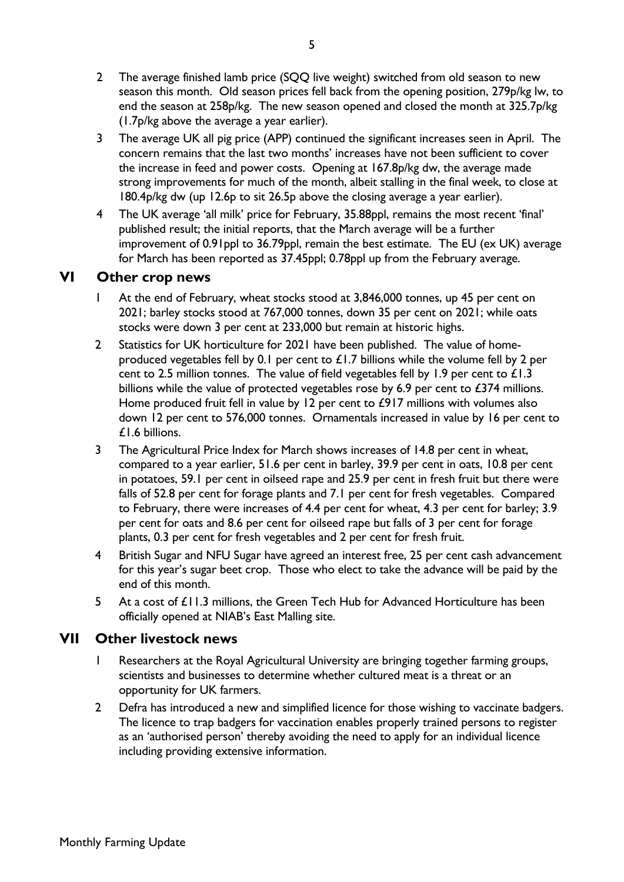2 The average finished lamb price (SQQ live weight) switched from old season to new season this month. Old season prices fell back from the opening position, 279p/kg lw, to end the season at 258p/kg. The new season opened and closed the month at 325.7p/kg (1.7p/kg above the average a year earlier).

3 The average UK all pig price (APP) continued the significant increases seen in April. The concern remains that the last two months' increases have not been sufficient to cover the increase in feed and power costs. Opening at 167.8p/kg dw, the average made strong improvements for much of the month, albeit stalling in the final week, to close at 180.4p/kg dw (up 12.6p to sit 26.5p above the closing average a year earlier).

4 The UK average 'all milk' price for February, 35.88ppl, remains the most recent 'final' published result; the initial reports, that the March average will be a further improvement of 0.91ppl to 36.79ppl, remain the best estimate. The EU (ex UK) average for March has been reported as 37.45ppl; 0.78ppl up from the February average.

## VI Other crop news

1 At the end of February, wheat stocks stood at 3,846,000 tonnes, up 45 per cent on 2021; barley stocks stood at 767,000 tonnes, down 35 per cent on 2021; while oats stocks were down 3 per cent at 233,000 but remain at historic highs.

2 Statistics for UK horticulture for 2021 have been published. The value of home-produced vegetables fell by 0.1 per cent to £1.7 billions while the volume fell by 2 per cent to 2.5 million tonnes. The value of field vegetables fell by 1.9 per cent to £1.3 billions while the value of protected vegetables rose by 6.9 per cent to £374 millions. Home produced fruit fell in value by 12 per cent to £917 millions with volumes also down 12 per cent to 576,000 tonnes. Ornamentals increased in value by 16 per cent to £1.6 billions.

3 The Agricultural Price Index for March shows increases of 14.8 per cent in wheat, compared to a year earlier, 51.6 per cent in barley, 39.9 per cent in oats, 10.8 per cent in potatoes, 59.1 per cent in oilseed rape and 25.9 per cent in fresh fruit but there were falls of 52.8 per cent for forage plants and 7.1 per cent for fresh vegetables. Compared to February, there were increases of 4.4 per cent for wheat, 4.3 per cent for barley; 3.9 per cent for oats and 8.6 per cent for oilseed rape but falls of 3 per cent for forage plants, 0.3 per cent for fresh vegetables and 2 per cent for fresh fruit.

4 British Sugar and NFU Sugar have agreed an interest free, 25 per cent cash advancement for this year's sugar beet crop. Those who elect to take the advance will be paid by the end of this month.

5 At a cost of £11.3 millions, the Green Tech Hub for Advanced Horticulture has been officially opened at NIAB's East Malling site.

## VII Other livestock news

1 Researchers at the Royal Agricultural University are bringing together farming groups, scientists and businesses to determine whether cultured meat is a threat or an opportunity for UK farmers.

2 Defra has introduced a new and simplified licence for those wishing to vaccinate badgers. The licence to trap badgers for vaccination enables properly trained persons to register as an 'authorised person' thereby avoiding the need to apply for an individual licence including providing extensive information.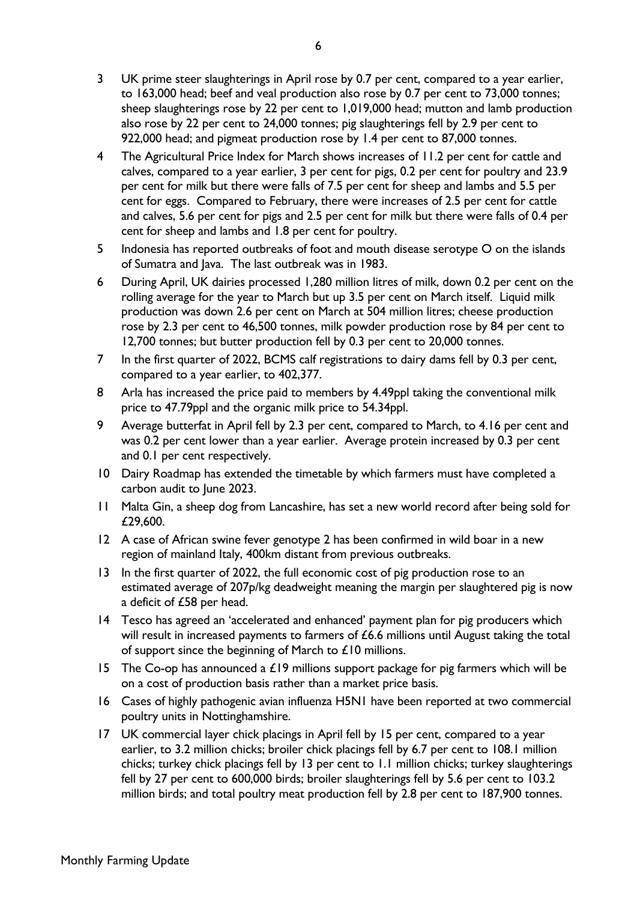3 UK prime steer slaughterings in April rose by 0.7 per cent, compared to a year earlier, to 163,000 head; beef and veal production also rose by 0.7 per cent to 73,000 tonnes; sheep slaughterings rose by 22 per cent to 1,019,000 head; mutton and lamb production also rose by 22 per cent to 24,000 tonnes; pig slaughterings fell by 2.9 per cent to 922,000 head; and pigmeat production rose by 1.4 per cent to 87,000 tonnes.

4 The Agricultural Price Index for March shows increases of 11.2 per cent for cattle and calves, compared to a year earlier, 3 per cent for pigs, 0.2 per cent for poultry and 23.9 per cent for milk but there were falls of 7.5 per cent for sheep and lambs and 5.5 per cent for eggs. Compared to February, there were increases of 2.5 per cent for cattle and calves, 5.6 per cent for pigs and 2.5 per cent for milk but there were falls of 0.4 per cent for sheep and lambs and 1.8 per cent for poultry.

5 Indonesia has reported outbreaks of foot and mouth disease serotype O on the islands of Sumatra and Java. The last outbreak was in 1983.

6 During April, UK dairies processed 1,280 million litres of milk, down 0.2 per cent on the rolling average for the year to March but up 3.5 per cent on March itself. Liquid milk production was down 2.6 per cent on March at 504 million litres; cheese production rose by 2.3 per cent to 46,500 tonnes, milk powder production rose by 84 per cent to 12,700 tonnes; but butter production fell by 0.3 per cent to 20,000 tonnes.

7 In the first quarter of 2022, BCMS calf registrations to dairy dams fell by 0.3 per cent, compared to a year earlier, to 402,377.

8 Arla has increased the price paid to members by 4.49ppl taking the conventional milk price to 47.79ppl and the organic milk price to 54.34ppl.

9 Average butterfat in April fell by 2.3 per cent, compared to March, to 4.16 per cent and was 0.2 per cent lower than a year earlier. Average protein increased by 0.3 per cent and 0.1 per cent respectively.

10 Dairy Roadmap has extended the timetable by which farmers must have completed a carbon audit to June 2023.

11 Malta Gin, a sheep dog from Lancashire, has set a new world record after being sold for £29,600.

12 A case of African swine fever genotype 2 has been confirmed in wild boar in a new region of mainland Italy, 400km distant from previous outbreaks.

13 In the first quarter of 2022, the full economic cost of pig production rose to an estimated average of 207p/kg deadweight meaning the margin per slaughtered pig is now a deficit of £58 per head.

14 Tesco has agreed an 'accelerated and enhanced' payment plan for pig producers which will result in increased payments to farmers of £6.6 millions until August taking the total of support since the beginning of March to £10 millions.

15 The Co-op has announced a £19 millions support package for pig farmers which will be on a cost of production basis rather than a market price basis.

16 Cases of highly pathogenic avian influenza H5N1 have been reported at two commercial poultry units in Nottinghamshire.

17 UK commercial layer chick placings in April fell by 15 per cent, compared to a year earlier, to 3.2 million chicks; broiler chick placings fell by 6.7 per cent to 108.1 million chicks; turkey chick placings fell by 13 per cent to 1.1 million chicks; turkey slaughterings fell by 27 per cent to 600,000 birds; broiler slaughterings fell by 5.6 per cent to 103.2 million birds; and total poultry meat production fell by 2.8 per cent to 187,900 tonnes.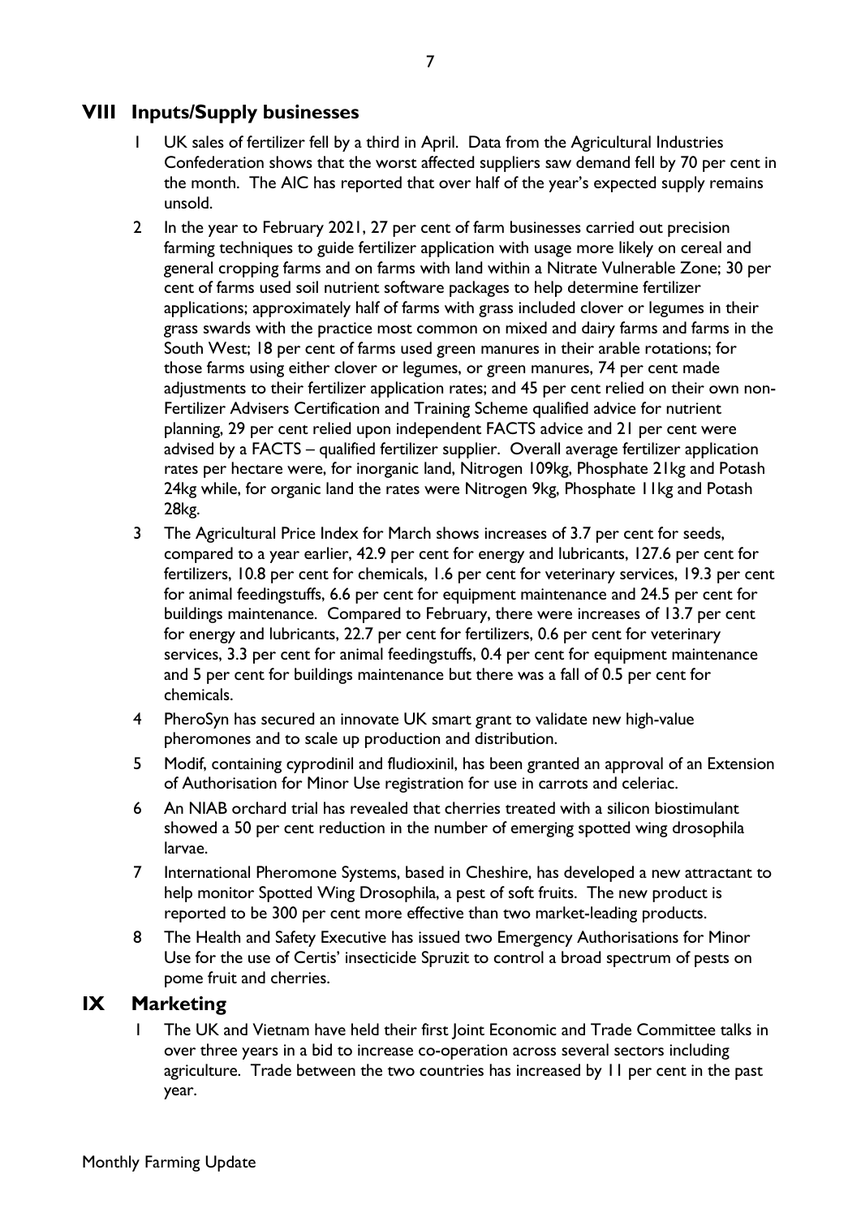## VIII Inputs/Supply businesses

1. UK sales of fertilizer fell by a third in April. Data from the Agricultural Industries Confederation shows that the worst affected suppliers saw demand fell by 70 per cent in the month. The AIC has reported that over half of the year's expected supply remains unsold.
2. In the year to February 2021, 27 per cent of farm businesses carried out precision farming techniques to guide fertilizer application with usage more likely on cereal and general cropping farms and on farms with land within a Nitrate Vulnerable Zone; 30 per cent of farms used soil nutrient software packages to help determine fertilizer applications; approximately half of farms with grass included clover or legumes in their grass swards with the practice most common on mixed and dairy farms and farms in the South West; 18 per cent of farms used green manures in their arable rotations; for those farms using either clover or legumes, or green manures, 74 per cent made adjustments to their fertilizer application rates; and 45 per cent relied on their own non-Fertilizer Advisers Certification and Training Scheme qualified advice for nutrient planning, 29 per cent relied upon independent FACTS advice and 21 per cent were advised by a FACTS – qualified fertilizer supplier. Overall average fertilizer application rates per hectare were, for inorganic land, Nitrogen 109kg, Phosphate 21kg and Potash 24kg while, for organic land the rates were Nitrogen 9kg, Phosphate 11kg and Potash 28kg.
3. The Agricultural Price Index for March shows increases of 3.7 per cent for seeds, compared to a year earlier, 42.9 per cent for energy and lubricants, 127.6 per cent for fertilizers, 10.8 per cent for chemicals, 1.6 per cent for veterinary services, 19.3 per cent for animal feedingstuffs, 6.6 per cent for equipment maintenance and 24.5 per cent for buildings maintenance. Compared to February, there were increases of 13.7 per cent for energy and lubricants, 22.7 per cent for fertilizers, 0.6 per cent for veterinary services, 3.3 per cent for animal feedingstuffs, 0.4 per cent for equipment maintenance and 5 per cent for buildings maintenance but there was a fall of 0.5 per cent for chemicals.
4. PheroSyn has secured an innovate UK smart grant to validate new high-value pheromones and to scale up production and distribution.
5. Modif, containing cyprodinil and fludioxinil, has been granted an approval of an Extension of Authorisation for Minor Use registration for use in carrots and celeriac.
6. An NIAB orchard trial has revealed that cherries treated with a silicon biostimulant showed a 50 per cent reduction in the number of emerging spotted wing drosophila larvae.
7. International Pheromone Systems, based in Cheshire, has developed a new attractant to help monitor Spotted Wing Drosophila, a pest of soft fruits. The new product is reported to be 300 per cent more effective than two market-leading products.
8. The Health and Safety Executive has issued two Emergency Authorisations for Minor Use for the use of Certis' insecticide Spruzit to control a broad spectrum of pests on pome fruit and cherries.

## IX Marketing

1. The UK and Vietnam have held their first Joint Economic and Trade Committee talks in over three years in a bid to increase co-operation across several sectors including agriculture. Trade between the two countries has increased by 11 per cent in the past year.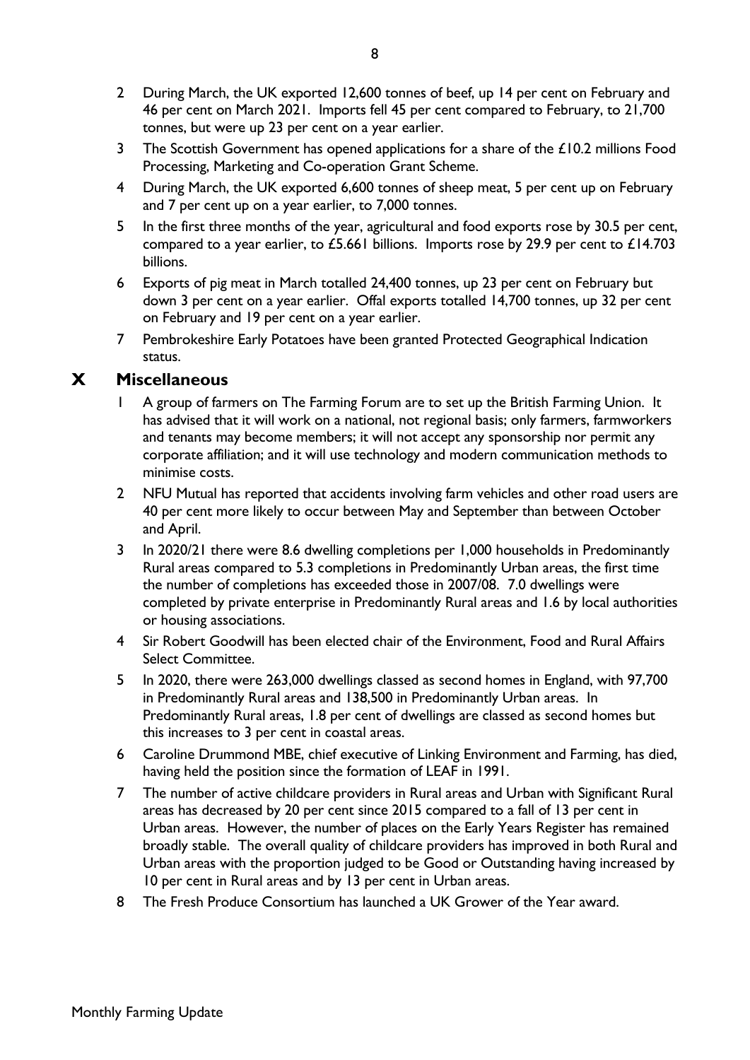2. During March, the UK exported 12,600 tonnes of beef, up 14 per cent on February and 46 per cent on March 2021. Imports fell 45 per cent compared to February, to 21,700 tonnes, but were up 23 per cent on a year earlier.
3. The Scottish Government has opened applications for a share of the £10.2 millions Food Processing, Marketing and Co-operation Grant Scheme.
4. During March, the UK exported 6,600 tonnes of sheep meat, 5 per cent up on February and 7 per cent up on a year earlier, to 7,000 tonnes.
5. In the first three months of the year, agricultural and food exports rose by 30.5 per cent, compared to a year earlier, to £5.661 billions. Imports rose by 29.9 per cent to £14.703 billions.
6. Exports of pig meat in March totalled 24,400 tonnes, up 23 per cent on February but down 3 per cent on a year earlier. Offal exports totalled 14,700 tonnes, up 32 per cent on February and 19 per cent on a year earlier.
7. Pembrokeshire Early Potatoes have been granted Protected Geographical Indication status.

## X Miscellaneous

1. A group of farmers on The Farming Forum are to set up the British Farming Union. It has advised that it will work on a national, not regional basis; only farmers, farmworkers and tenants may become members; it will not accept any sponsorship nor permit any corporate affiliation; and it will use technology and modern communication methods to minimise costs.
2. NFU Mutual has reported that accidents involving farm vehicles and other road users are 40 per cent more likely to occur between May and September than between October and April.
3. In 2020/21 there were 8.6 dwelling completions per 1,000 households in Predominantly Rural areas compared to 5.3 completions in Predominantly Urban areas, the first time the number of completions has exceeded those in 2007/08. 7.0 dwellings were completed by private enterprise in Predominantly Rural areas and 1.6 by local authorities or housing associations.
4. Sir Robert Goodwill has been elected chair of the Environment, Food and Rural Affairs Select Committee.
5. In 2020, there were 263,000 dwellings classed as second homes in England, with 97,700 in Predominantly Rural areas and 138,500 in Predominantly Urban areas. In Predominantly Rural areas, 1.8 per cent of dwellings are classed as second homes but this increases to 3 per cent in coastal areas.
6. Caroline Drummond MBE, chief executive of Linking Environment and Farming, has died, having held the position since the formation of LEAF in 1991.
7. The number of active childcare providers in Rural areas and Urban with Significant Rural areas has decreased by 20 per cent since 2015 compared to a fall of 13 per cent in Urban areas. However, the number of places on the Early Years Register has remained broadly stable. The overall quality of childcare providers has improved in both Rural and Urban areas with the proportion judged to be Good or Outstanding having increased by 10 per cent in Rural areas and by 13 per cent in Urban areas.
8. The Fresh Produce Consortium has launched a UK Grower of the Year award.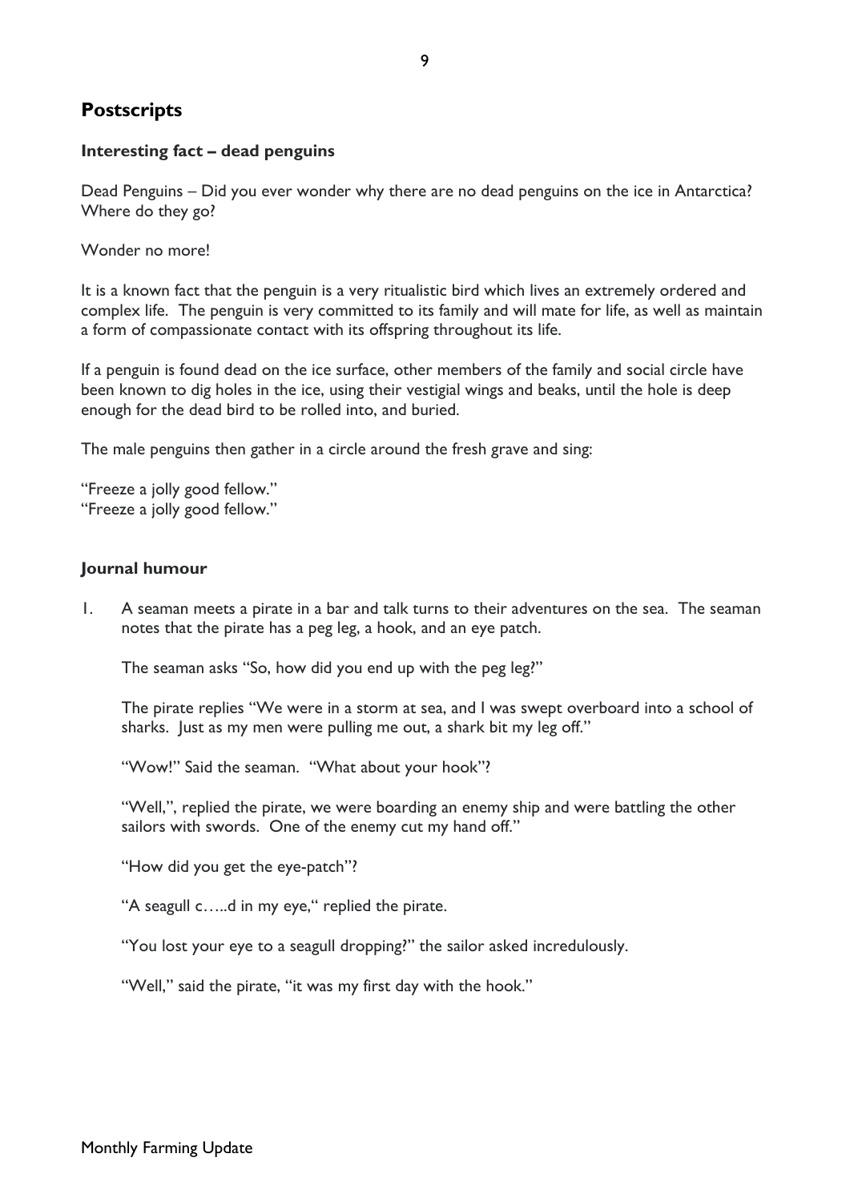## Postscripts

### Interesting fact – dead penguins

Dead Penguins – Did you ever wonder why there are no dead penguins on the ice in Antarctica? Where do they go?

Wonder no more!

It is a known fact that the penguin is a very ritualistic bird which lives an extremely ordered and complex life. The penguin is very committed to its family and will mate for life, as well as maintain a form of compassionate contact with its offspring throughout its life.

If a penguin is found dead on the ice surface, other members of the family and social circle have been known to dig holes in the ice, using their vestigial wings and beaks, until the hole is deep enough for the dead bird to be rolled into, and buried.

The male penguins then gather in a circle around the fresh grave and sing:

"Freeze a jolly good fellow."
"Freeze a jolly good fellow."

### Journal humour

1. A seaman meets a pirate in a bar and talk turns to their adventures on the sea. The seaman notes that the pirate has a peg leg, a hook, and an eye patch.

   The seaman asks "So, how did you end up with the peg leg?"

   The pirate replies "We were in a storm at sea, and I was swept overboard into a school of sharks. Just as my men were pulling me out, a shark bit my leg off."

   "Wow!" Said the seaman. "What about your hook"?

   "Well,", replied the pirate, we were boarding an enemy ship and were battling the other sailors with swords. One of the enemy cut my hand off."

   "How did you get the eye-patch"?

   "A seagull c…..d in my eye," replied the pirate.

   "You lost your eye to a seagull dropping?" the sailor asked incredulously.

   "Well," said the pirate, "it was my first day with the hook."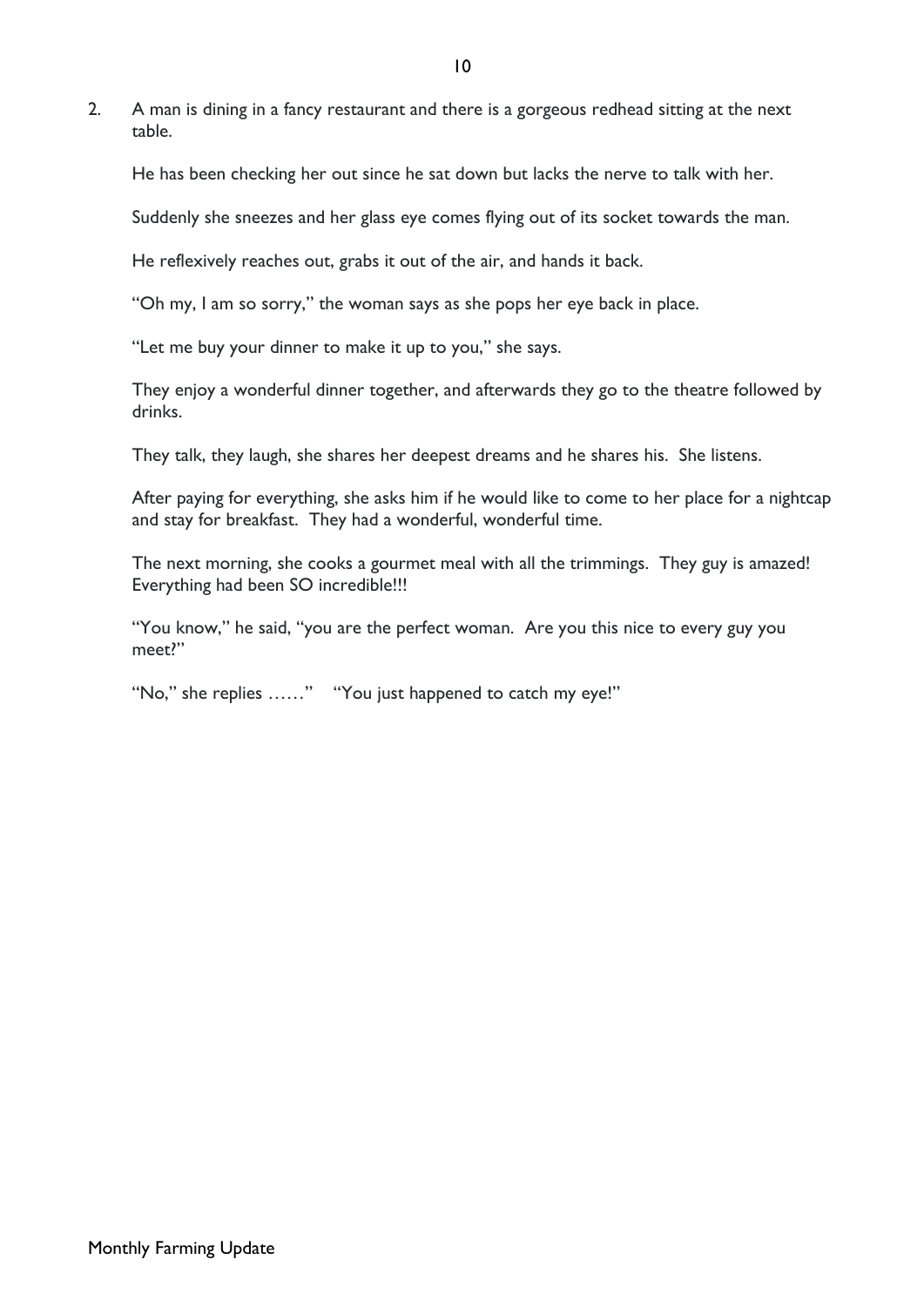2. A man is dining in a fancy restaurant and there is a gorgeous redhead sitting at the next table.

   He has been checking her out since he sat down but lacks the nerve to talk with her.

   Suddenly she sneezes and her glass eye comes flying out of its socket towards the man.

   He reflexively reaches out, grabs it out of the air, and hands it back.

   "Oh my, I am so sorry," the woman says as she pops her eye back in place.

   "Let me buy your dinner to make it up to you," she says.

   They enjoy a wonderful dinner together, and afterwards they go to the theatre followed by drinks.

   They talk, they laugh, she shares her deepest dreams and he shares his. She listens.

   After paying for everything, she asks him if he would like to come to her place for a nightcap and stay for breakfast. They had a wonderful, wonderful time.

   The next morning, she cooks a gourmet meal with all the trimmings. They guy is amazed! Everything had been SO incredible!!!

   "You know," he said, "you are the perfect woman. Are you this nice to every guy you meet?"

   "No," she replies ……" "You just happened to catch my eye!"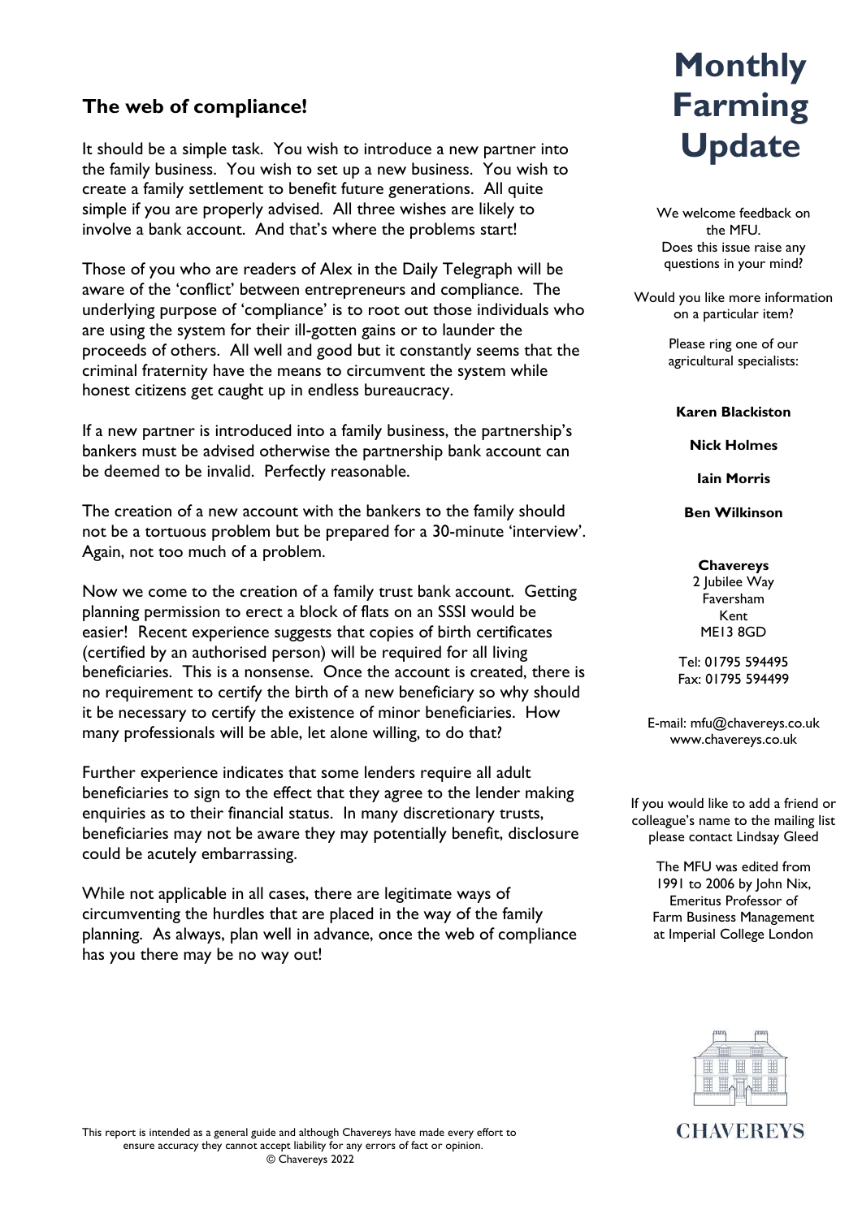## The web of compliance!

It should be a simple task. You wish to introduce a new partner into the family business. You wish to set up a new business. You wish to create a family settlement to benefit future generations. All quite simple if you are properly advised. All three wishes are likely to involve a bank account. And that's where the problems start!

Those of you who are readers of Alex in the Daily Telegraph will be aware of the 'conflict' between entrepreneurs and compliance. The underlying purpose of 'compliance' is to root out those individuals who are using the system for their ill-gotten gains or to launder the proceeds of others. All well and good but it constantly seems that the criminal fraternity have the means to circumvent the system while honest citizens get caught up in endless bureaucracy.

If a new partner is introduced into a family business, the partnership's bankers must be advised otherwise the partnership bank account can be deemed to be invalid. Perfectly reasonable.

The creation of a new account with the bankers to the family should not be a tortuous problem but be prepared for a 30-minute 'interview'. Again, not too much of a problem.

Now we come to the creation of a family trust bank account. Getting planning permission to erect a block of flats on an SSSI would be easier! Recent experience suggests that copies of birth certificates (certified by an authorised person) will be required for all living beneficiaries. This is a nonsense. Once the account is created, there is no requirement to certify the birth of a new beneficiary so why should it be necessary to certify the existence of minor beneficiaries. How many professionals will be able, let alone willing, to do that?

Further experience indicates that some lenders require all adult beneficiaries to sign to the effect that they agree to the lender making enquiries as to their financial status. In many discretionary trusts, beneficiaries may not be aware they may potentially benefit, disclosure could be acutely embarrassing.

While not applicable in all cases, there are legitimate ways of circumventing the hurdles that are placed in the way of the family planning. As always, plan well in advance, once the web of compliance has you there may be no way out!

# Monthly Farming Update

We welcome feedback on the MFU.
Does this issue raise any questions in your mind?

Would you like more information on a particular item?

Please ring one of our agricultural specialists:

**Karen Blackiston**

**Nick Holmes**

**Iain Morris**

**Ben Wilkinson**

**Chavereys**
2 Jubilee Way
Faversham
Kent
ME13 8GD

Tel: 01795 594495
Fax: 01795 594499

E-mail: mfu@chavereys.co.uk
www.chavereys.co.uk

If you would like to add a friend or colleague's name to the mailing list please contact Lindsay Gleed

The MFU was edited from 1991 to 2006 by John Nix, Emeritus Professor of Farm Business Management at Imperial College London

CHAVEREYS

This report is intended as a general guide and although Chavereys have made every effort to ensure accuracy they cannot accept liability for any errors of fact or opinion.
© Chavereys 2022